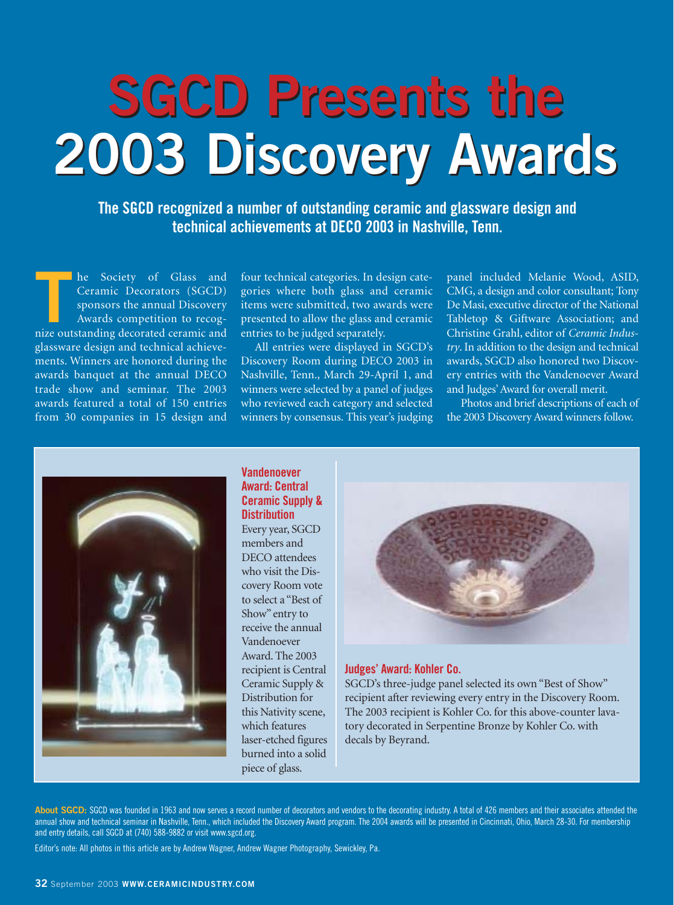# SGCD Presents the 2003 Discovery Awards

**The SGCD recognized a number of outstanding ceramic and glassware design and technical achievements at DECO 2003 in Nashville, Tenn.**

The Society of Glass and Ceramic Decorators (SGCD) sponsors the annual Discovery Awards competition to recognize outstanding decorated ceramic and glassware design and technical achievements. Winners are honored during the awards banquet at the annual DECO trade show and seminar. The 2003 awards featured a total of 150 entries from 30 companies in 15 design and four technical categories. In design categories where both glass and ceramic items were submitted, two awards were presented to allow the glass and ceramic entries to be judged separately.

All entries were displayed in SGCD's Discovery Room during DECO 2003 in Nashville, Tenn., March 29-April 1, and winners were selected by a panel of judges who reviewed each category and selected winners by consensus. This year's judging panel included Melanie Wood, ASID, CMG, a design and color consultant; Tony De Masi, executive director of the National Tabletop & Giftware Association; and Christine Grahl, editor of *Ceramic Industry*. In addition to the design and technical awards, SGCD also honored two Discovery entries with the Vandenoever Award and Judges' Award for overall merit.

Photos and brief descriptions of each of the 2003 Discovery Award winners follow.

**Vandenoever Award: Central Ceramic Supply & Distribution**

Every year, SGCD members and DECO attendees who visit the Discovery Room vote to select a "Best of Show" entry to receive the annual Vandenoever Award. The 2003 recipient is Central Ceramic Supply & Distribution for this Nativity scene, which features laser-etched figures burned into a solid piece of glass.

**Judges' Award: Kohler Co.**

SGCD's three-judge panel selected its own "Best of Show" recipient after reviewing every entry in the Discovery Room. The 2003 recipient is Kohler Co. for this above-counter lavatory decorated in Serpentine Bronze by Kohler Co. with decals by Beyrand.

**About SGCD:** SGCD was founded in 1963 and now serves a record number of decorators and vendors to the decorating industry. A total of 426 members and their associates attended the annual show and technical seminar in Nashville, Tenn., which included the Discovery Award program. The 2004 awards will be presented in Cincinnati, Ohio, March 28-30. For membership and entry details, call SGCD at (740) 588-9882 or visit www.sgcd.org.

Editor's note: All photos in this article are by Andrew Wagner, Andrew Wagner Photography, Sewickley, Pa.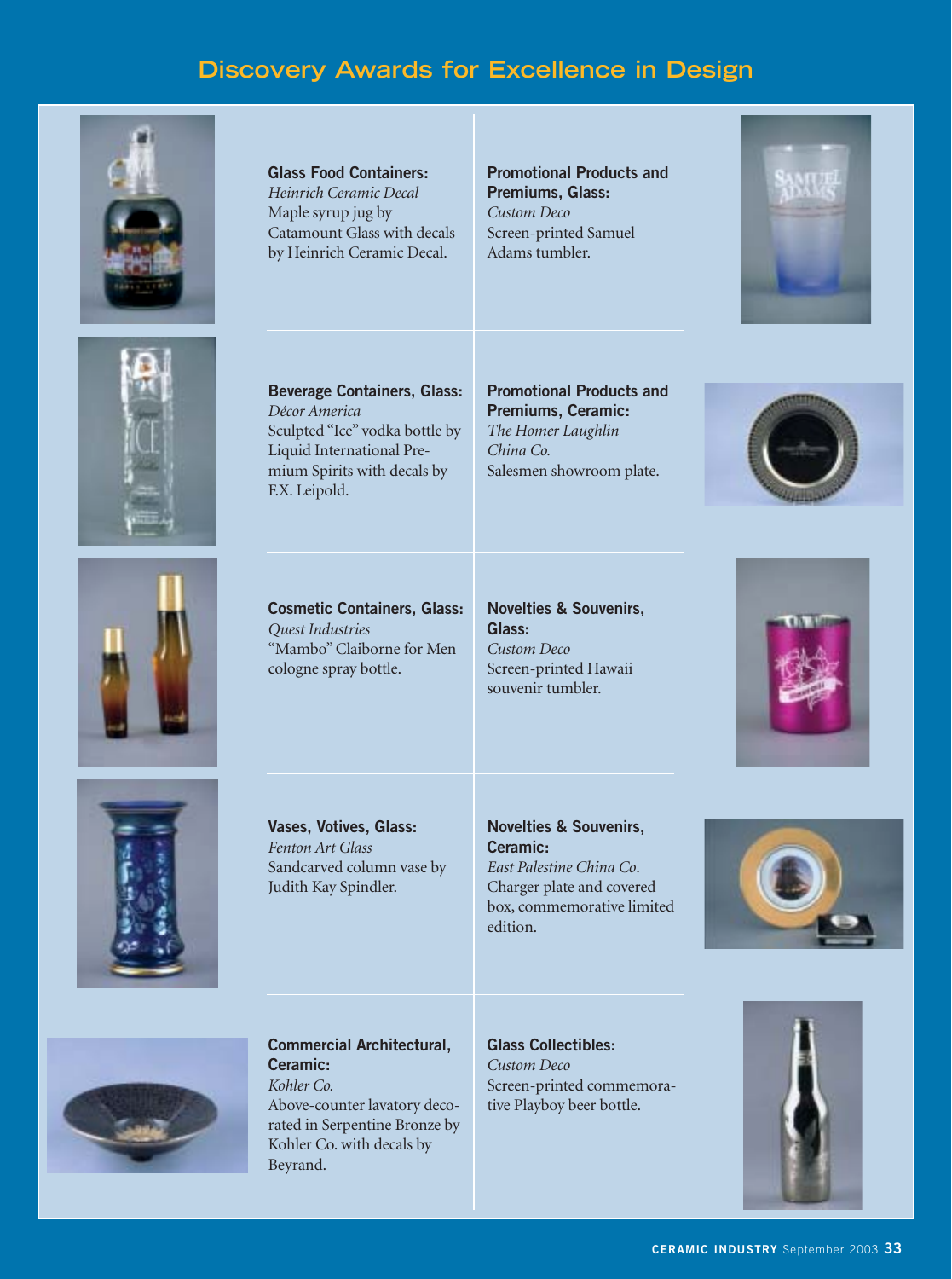## Discovery Awards for Excellence in Design

**Glass Food Containers:**
*Heinrich Ceramic Decal*
Maple syrup jug by Catamount Glass with decals by Heinrich Ceramic Decal.

**Beverage Containers, Glass:**
*Décor America*
Sculpted "Ice" vodka bottle by Liquid International Premium Spirits with decals by F.X. Leipold.

**Cosmetic Containers, Glass:**
*Quest Industries*
"Mambo" Claiborne for Men cologne spray bottle.

**Vases, Votives, Glass:**
*Fenton Art Glass*
Sandcarved column vase by Judith Kay Spindler.

**Commercial Architectural, Ceramic:**
*Kohler Co.*
Above-counter lavatory decorated in Serpentine Bronze by Kohler Co. with decals by Beyrand.

**Promotional Products and Premiums, Glass:**
*Custom Deco*
Screen-printed Samuel Adams tumbler.

**Promotional Products and Premiums, Ceramic:**
*The Homer Laughlin China Co.*
Salesmen showroom plate.

**Novelties & Souvenirs, Glass:**
*Custom Deco*
Screen-printed Hawaii souvenir tumbler.

**Novelties & Souvenirs, Ceramic:**
*East Palestine China Co.*
Charger plate and covered box, commemorative limited edition.

**Glass Collectibles:**
*Custom Deco*
Screen-printed commemorative Playboy beer bottle.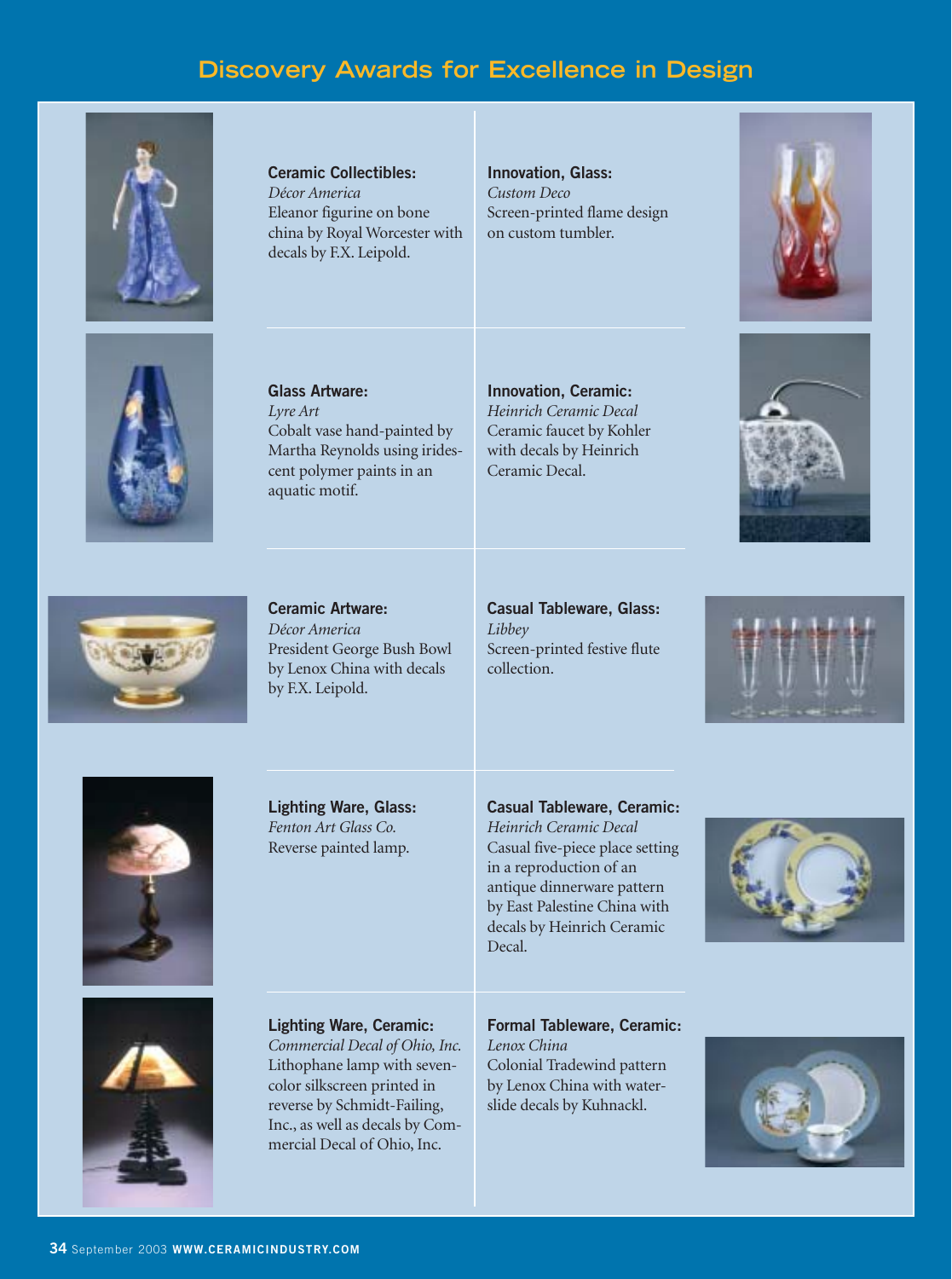## Discovery Awards for Excellence in Design

**Ceramic Collectibles:**
*Décor America*
Eleanor figurine on bone china by Royal Worcester with decals by F.X. Leipold.

**Innovation, Glass:**
*Custom Deco*
Screen-printed flame design on custom tumbler.

**Glass Artware:**
*Lyre Art*
Cobalt vase hand-painted by Martha Reynolds using iridescent polymer paints in an aquatic motif.

**Innovation, Ceramic:**
*Heinrich Ceramic Decal*
Ceramic faucet by Kohler with decals by Heinrich Ceramic Decal.

**Ceramic Artware:**
*Décor America*
President George Bush Bowl by Lenox China with decals by F.X. Leipold.

**Casual Tableware, Glass:**
*Libbey*
Screen-printed festive flute collection.

**Lighting Ware, Glass:**
*Fenton Art Glass Co.*
Reverse painted lamp.

**Casual Tableware, Ceramic:**
*Heinrich Ceramic Decal*
Casual five-piece place setting in a reproduction of an antique dinnerware pattern by East Palestine China with decals by Heinrich Ceramic Decal.

**Lighting Ware, Ceramic:**
*Commercial Decal of Ohio, Inc.*
Lithophane lamp with seven-color silkscreen printed in reverse by Schmidt-Failing, Inc., as well as decals by Commercial Decal of Ohio, Inc.

**Formal Tableware, Ceramic:**
*Lenox China*
Colonial Tradewind pattern by Lenox China with water-slide decals by Kuhnackl.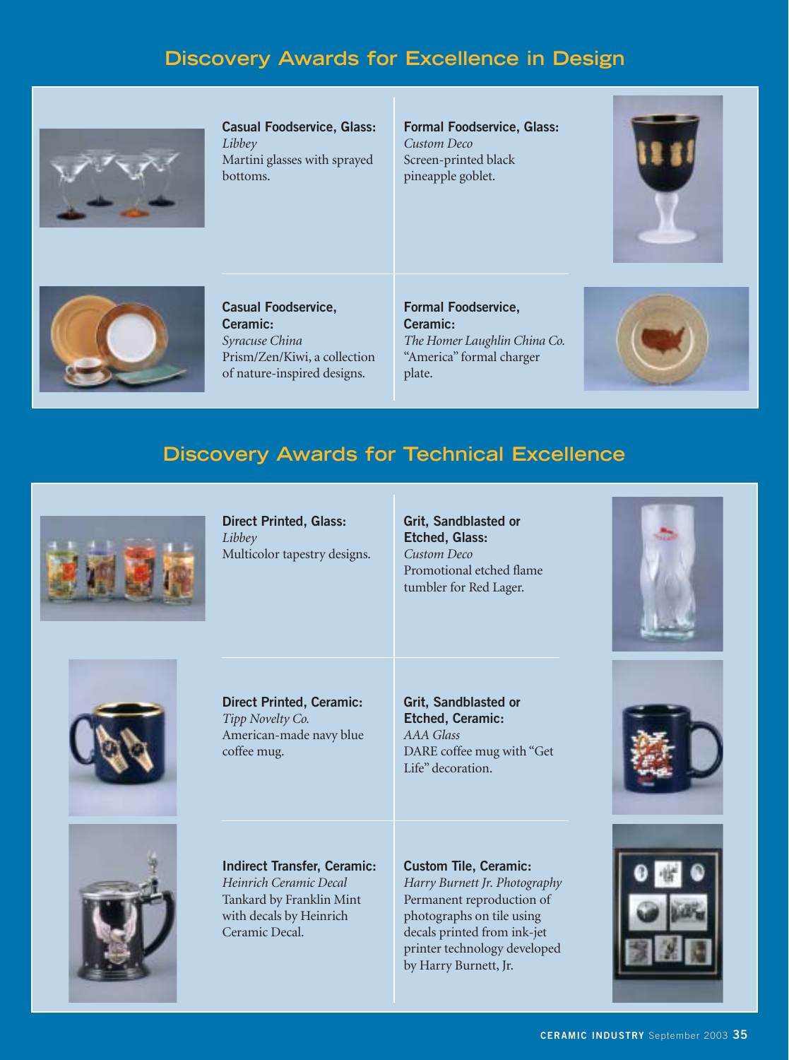## Discovery Awards for Excellence in Design

**Casual Foodservice, Glass:**
*Libbey*
Martini glasses with sprayed bottoms.

**Formal Foodservice, Glass:**
*Custom Deco*
Screen-printed black pineapple goblet.

**Casual Foodservice, Ceramic:**
*Syracuse China*
Prism/Zen/Kiwi, a collection of nature-inspired designs.

**Formal Foodservice, Ceramic:**
*The Homer Laughlin China Co.*
"America" formal charger plate.

## Discovery Awards for Technical Excellence

**Direct Printed, Glass:**
*Libbey*
Multicolor tapestry designs.

**Grit, Sandblasted or Etched, Glass:**
*Custom Deco*
Promotional etched flame tumbler for Red Lager.

**Direct Printed, Ceramic:**
*Tipp Novelty Co.*
American-made navy blue coffee mug.

**Grit, Sandblasted or Etched, Ceramic:**
*AAA Glass*
DARE coffee mug with "Get Life" decoration.

**Indirect Transfer, Ceramic:**
*Heinrich Ceramic Decal*
Tankard by Franklin Mint with decals by Heinrich Ceramic Decal.

**Custom Tile, Ceramic:**
*Harry Burnett Jr. Photography*
Permanent reproduction of photographs on tile using decals printed from ink-jet printer technology developed by Harry Burnett, Jr.